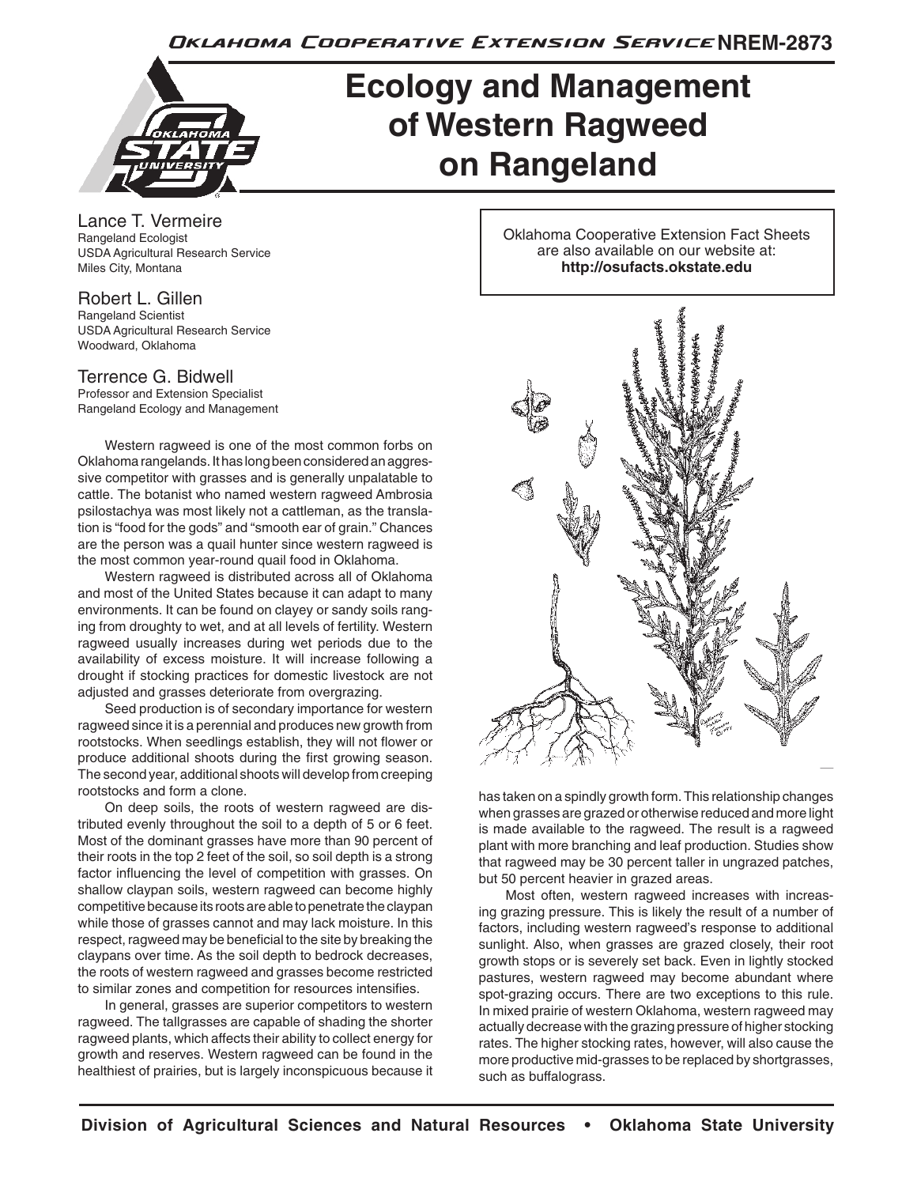Oklahoma Cooperative Extension Service NREM-2873

# Ecology and Management of Western Ragweed on Rangeland

Lance T. Vermeire
Rangeland Ecologist
USDA Agricultural Research Service
Miles City, Montana

Robert L. Gillen
Rangeland Scientist
USDA Agricultural Research Service
Woodward, Oklahoma

Terrence G. Bidwell
Professor and Extension Specialist
Rangeland Ecology and Management

Oklahoma Cooperative Extension Fact Sheets are also available on our website at: **http://osufacts.okstate.edu**

Western ragweed is one of the most common forbs on Oklahoma rangelands. It has long been considered an aggressive competitor with grasses and is generally unpalatable to cattle. The botanist who named western ragweed Ambrosia psilostachya was most likely not a cattleman, as the translation is "food for the gods" and "smooth ear of grain." Chances are the person was a quail hunter since western ragweed is the most common year-round quail food in Oklahoma.

Western ragweed is distributed across all of Oklahoma and most of the United States because it can adapt to many environments. It can be found on clayey or sandy soils ranging from droughty to wet, and at all levels of fertility. Western ragweed usually increases during wet periods due to the availability of excess moisture. It will increase following a drought if stocking practices for domestic livestock are not adjusted and grasses deteriorate from overgrazing.

Seed production is of secondary importance for western ragweed since it is a perennial and produces new growth from rootstocks. When seedlings establish, they will not flower or produce additional shoots during the first growing season. The second year, additional shoots will develop from creeping rootstocks and form a clone.

On deep soils, the roots of western ragweed are distributed evenly throughout the soil to a depth of 5 or 6 feet. Most of the dominant grasses have more than 90 percent of their roots in the top 2 feet of the soil, so soil depth is a strong factor influencing the level of competition with grasses. On shallow claypan soils, western ragweed can become highly competitive because its roots are able to penetrate the claypan while those of grasses cannot and may lack moisture. In this respect, ragweed may be beneficial to the site by breaking the claypans over time. As the soil depth to bedrock decreases, the roots of western ragweed and grasses become restricted to similar zones and competition for resources intensifies.

In general, grasses are superior competitors to western ragweed. The tallgrasses are capable of shading the shorter ragweed plants, which affects their ability to collect energy for growth and reserves. Western ragweed can be found in the healthiest of prairies, but is largely inconspicuous because it has taken on a spindly growth form. This relationship changes when grasses are grazed or otherwise reduced and more light is made available to the ragweed. The result is a ragweed plant with more branching and leaf production. Studies show that ragweed may be 30 percent taller in ungrazed patches, but 50 percent heavier in grazed areas.

Most often, western ragweed increases with increasing grazing pressure. This is likely the result of a number of factors, including western ragweed's response to additional sunlight. Also, when grasses are grazed closely, their root growth stops or is severely set back. Even in lightly stocked pastures, western ragweed may become abundant where spot-grazing occurs. There are two exceptions to this rule. In mixed prairie of western Oklahoma, western ragweed may actually decrease with the grazing pressure of higher stocking rates. The higher stocking rates, however, will also cause the more productive mid-grasses to be replaced by shortgrasses, such as buffalograss.

Division of Agricultural Sciences and Natural Resources • Oklahoma State University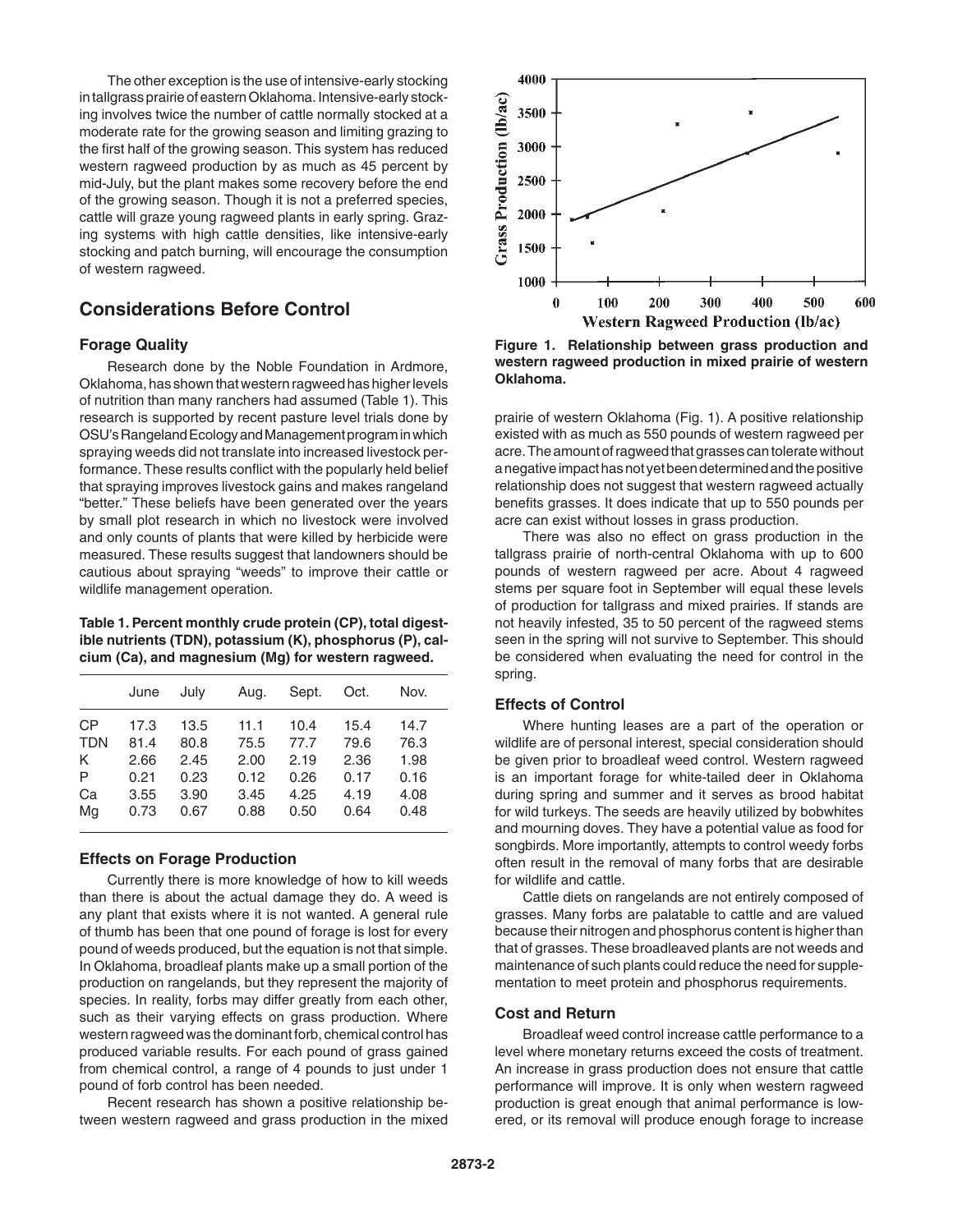The other exception is the use of intensive-early stocking in tallgrass prairie of eastern Oklahoma. Intensive-early stocking involves twice the number of cattle normally stocked at a moderate rate for the growing season and limiting grazing to the first half of the growing season. This system has reduced western ragweed production by as much as 45 percent by mid-July, but the plant makes some recovery before the end of the growing season. Though it is not a preferred species, cattle will graze young ragweed plants in early spring. Grazing systems with high cattle densities, like intensive-early stocking and patch burning, will encourage the consumption of western ragweed.

## Considerations Before Control

### Forage Quality

Research done by the Noble Foundation in Ardmore, Oklahoma, has shown that western ragweed has higher levels of nutrition than many ranchers had assumed (Table 1). This research is supported by recent pasture level trials done by OSU's Rangeland Ecology and Management program in which spraying weeds did not translate into increased livestock performance. These results conflict with the popularly held belief that spraying improves livestock gains and makes rangeland "better." These beliefs have been generated over the years by small plot research in which no livestock were involved and only counts of plants that were killed by herbicide were measured. These results suggest that landowners should be cautious about spraying "weeds" to improve their cattle or wildlife management operation.

**Table 1. Percent monthly crude protein (CP), total digestible nutrients (TDN), potassium (K), phosphorus (P), calcium (Ca), and magnesium (Mg) for western ragweed.**

| | June | July | Aug. | Sept. | Oct. | Nov. |
|---|---|---|---|---|---|---|
| CP | 17.3 | 13.5 | 11.1 | 10.4 | 15.4 | 14.7 |
| TDN | 81.4 | 80.8 | 75.5 | 77.7 | 79.6 | 76.3 |
| K | 2.66 | 2.45 | 2.00 | 2.19 | 2.36 | 1.98 |
| P | 0.21 | 0.23 | 0.12 | 0.26 | 0.17 | 0.16 |
| Ca | 3.55 | 3.90 | 3.45 | 4.25 | 4.19 | 4.08 |
| Mg | 0.73 | 0.67 | 0.88 | 0.50 | 0.64 | 0.48 |

### Effects on Forage Production

Currently there is more knowledge of how to kill weeds than there is about the actual damage they do. A weed is any plant that exists where it is not wanted. A general rule of thumb has been that one pound of forage is lost for every pound of weeds produced, but the equation is not that simple. In Oklahoma, broadleaf plants make up a small portion of the production on rangelands, but they represent the majority of species. In reality, forbs may differ greatly from each other, such as their varying effects on grass production. Where western ragweed was the dominant forb, chemical control has produced variable results. For each pound of grass gained from chemical control, a range of 4 pounds to just under 1 pound of forb control has been needed.

Recent research has shown a positive relationship between western ragweed and grass production in the mixed prairie of western Oklahoma (Fig. 1). A positive relationship existed with as much as 550 pounds of western ragweed per acre. The amount of ragweed that grasses can tolerate without a negative impact has not yet been determined and the positive relationship does not suggest that western ragweed actually benefits grasses. It does indicate that up to 550 pounds per acre can exist without losses in grass production.

**Figure 1. Relationship between grass production and western ragweed production in mixed prairie of western Oklahoma.**

There was also no effect on grass production in the tallgrass prairie of north-central Oklahoma with up to 600 pounds of western ragweed per acre. About 4 ragweed stems per square foot in September will equal these levels of production for tallgrass and mixed prairies. If stands are not heavily infested, 35 to 50 percent of the ragweed stems seen in the spring will not survive to September. This should be considered when evaluating the need for control in the spring.

### Effects of Control

Where hunting leases are a part of the operation or wildlife are of personal interest, special consideration should be given prior to broadleaf weed control. Western ragweed is an important forage for white-tailed deer in Oklahoma during spring and summer and it serves as brood habitat for wild turkeys. The seeds are heavily utilized by bobwhites and mourning doves. They have a potential value as food for songbirds. More importantly, attempts to control weedy forbs often result in the removal of many forbs that are desirable for wildlife and cattle.

Cattle diets on rangelands are not entirely composed of grasses. Many forbs are palatable to cattle and are valued because their nitrogen and phosphorus content is higher than that of grasses. These broadleaved plants are not weeds and maintenance of such plants could reduce the need for supplementation to meet protein and phosphorus requirements.

### Cost and Return

Broadleaf weed control increase cattle performance to a level where monetary returns exceed the costs of treatment. An increase in grass production does not ensure that cattle performance will improve. It is only when western ragweed production is great enough that animal performance is lowered, or its removal will produce enough forage to increase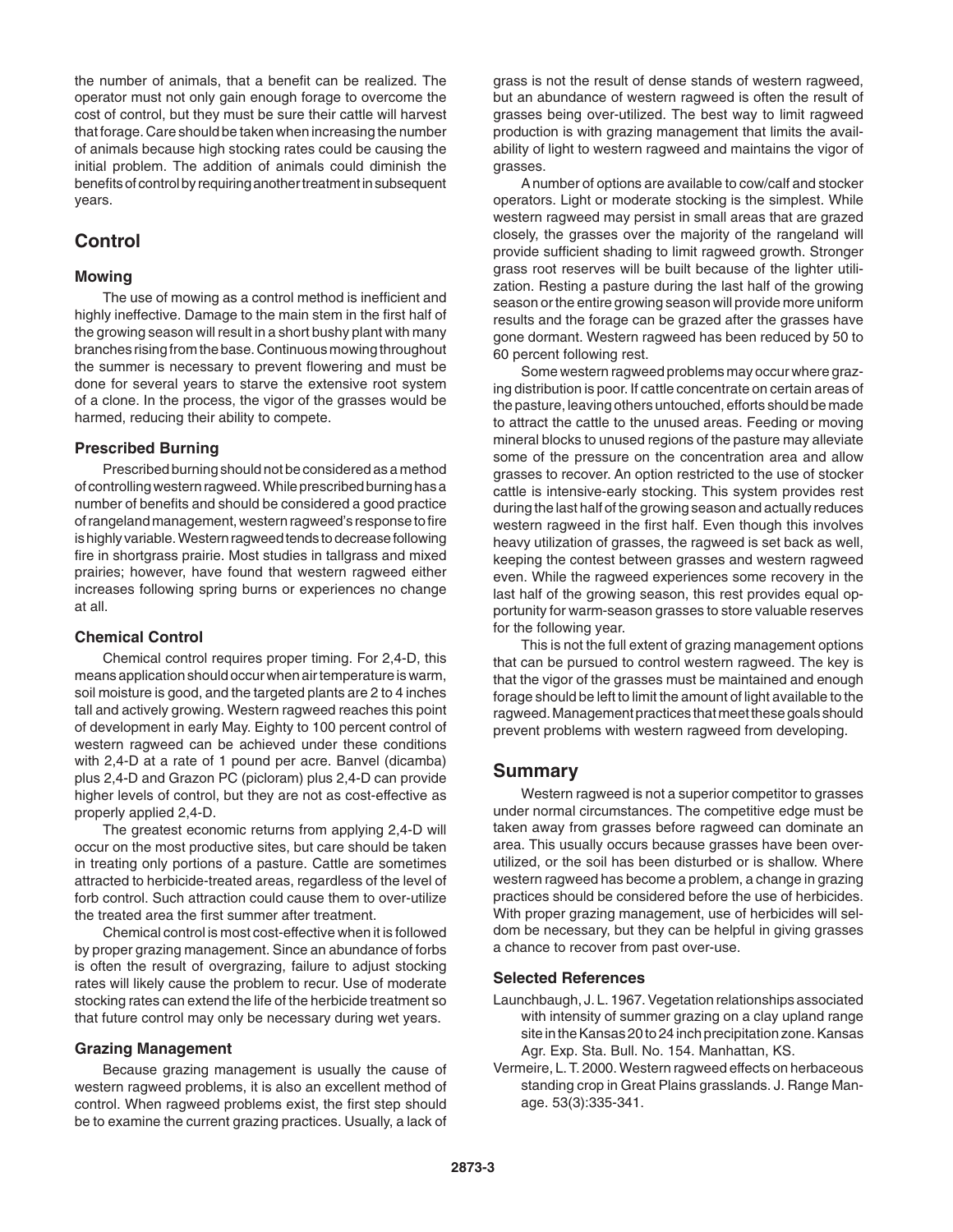the number of animals, that a benefit can be realized. The operator must not only gain enough forage to overcome the cost of control, but they must be sure their cattle will harvest that forage. Care should be taken when increasing the number of animals because high stocking rates could be causing the initial problem. The addition of animals could diminish the benefits of control by requiring another treatment in subsequent years.

## Control

### Mowing

The use of mowing as a control method is inefficient and highly ineffective. Damage to the main stem in the first half of the growing season will result in a short bushy plant with many branches rising from the base. Continuous mowing throughout the summer is necessary to prevent flowering and must be done for several years to starve the extensive root system of a clone. In the process, the vigor of the grasses would be harmed, reducing their ability to compete.

### Prescribed Burning

Prescribed burning should not be considered as a method of controlling western ragweed. While prescribed burning has a number of benefits and should be considered a good practice of rangeland management, western ragweed's response to fire is highly variable. Western ragweed tends to decrease following fire in shortgrass prairie. Most studies in tallgrass and mixed prairies; however, have found that western ragweed either increases following spring burns or experiences no change at all.

### Chemical Control

Chemical control requires proper timing. For 2,4-D, this means application should occur when air temperature is warm, soil moisture is good, and the targeted plants are 2 to 4 inches tall and actively growing. Western ragweed reaches this point of development in early May. Eighty to 100 percent control of western ragweed can be achieved under these conditions with 2,4-D at a rate of 1 pound per acre. Banvel (dicamba) plus 2,4-D and Grazon PC (picloram) plus 2,4-D can provide higher levels of control, but they are not as cost-effective as properly applied 2,4-D.

The greatest economic returns from applying 2,4-D will occur on the most productive sites, but care should be taken in treating only portions of a pasture. Cattle are sometimes attracted to herbicide-treated areas, regardless of the level of forb control. Such attraction could cause them to over-utilize the treated area the first summer after treatment.

Chemical control is most cost-effective when it is followed by proper grazing management. Since an abundance of forbs is often the result of overgrazing, failure to adjust stocking rates will likely cause the problem to recur. Use of moderate stocking rates can extend the life of the herbicide treatment so that future control may only be necessary during wet years.

### Grazing Management

Because grazing management is usually the cause of western ragweed problems, it is also an excellent method of control. When ragweed problems exist, the first step should be to examine the current grazing practices. Usually, a lack of grass is not the result of dense stands of western ragweed, but an abundance of western ragweed is often the result of grasses being over-utilized. The best way to limit ragweed production is with grazing management that limits the availability of light to western ragweed and maintains the vigor of grasses.

A number of options are available to cow/calf and stocker operators. Light or moderate stocking is the simplest. While western ragweed may persist in small areas that are grazed closely, the grasses over the majority of the rangeland will provide sufficient shading to limit ragweed growth. Stronger grass root reserves will be built because of the lighter utilization. Resting a pasture during the last half of the growing season or the entire growing season will provide more uniform results and the forage can be grazed after the grasses have gone dormant. Western ragweed has been reduced by 50 to 60 percent following rest.

Some western ragweed problems may occur where grazing distribution is poor. If cattle concentrate on certain areas of the pasture, leaving others untouched, efforts should be made to attract the cattle to the unused areas. Feeding or moving mineral blocks to unused regions of the pasture may alleviate some of the pressure on the concentration area and allow grasses to recover. An option restricted to the use of stocker cattle is intensive-early stocking. This system provides rest during the last half of the growing season and actually reduces western ragweed in the first half. Even though this involves heavy utilization of grasses, the ragweed is set back as well, keeping the contest between grasses and western ragweed even. While the ragweed experiences some recovery in the last half of the growing season, this rest provides equal opportunity for warm-season grasses to store valuable reserves for the following year.

This is not the full extent of grazing management options that can be pursued to control western ragweed. The key is that the vigor of the grasses must be maintained and enough forage should be left to limit the amount of light available to the ragweed. Management practices that meet these goals should prevent problems with western ragweed from developing.

## Summary

Western ragweed is not a superior competitor to grasses under normal circumstances. The competitive edge must be taken away from grasses before ragweed can dominate an area. This usually occurs because grasses have been over-utilized, or the soil has been disturbed or is shallow. Where western ragweed has become a problem, a change in grazing practices should be considered before the use of herbicides. With proper grazing management, use of herbicides will seldom be necessary, but they can be helpful in giving grasses a chance to recover from past over-use.

### Selected References

Launchbaugh, J. L. 1967. Vegetation relationships associated with intensity of summer grazing on a clay upland range site in the Kansas 20 to 24 inch precipitation zone. Kansas Agr. Exp. Sta. Bull. No. 154. Manhattan, KS.

Vermeire, L. T. 2000. Western ragweed effects on herbaceous standing crop in Great Plains grasslands. J. Range Manage. 53(3):335-341.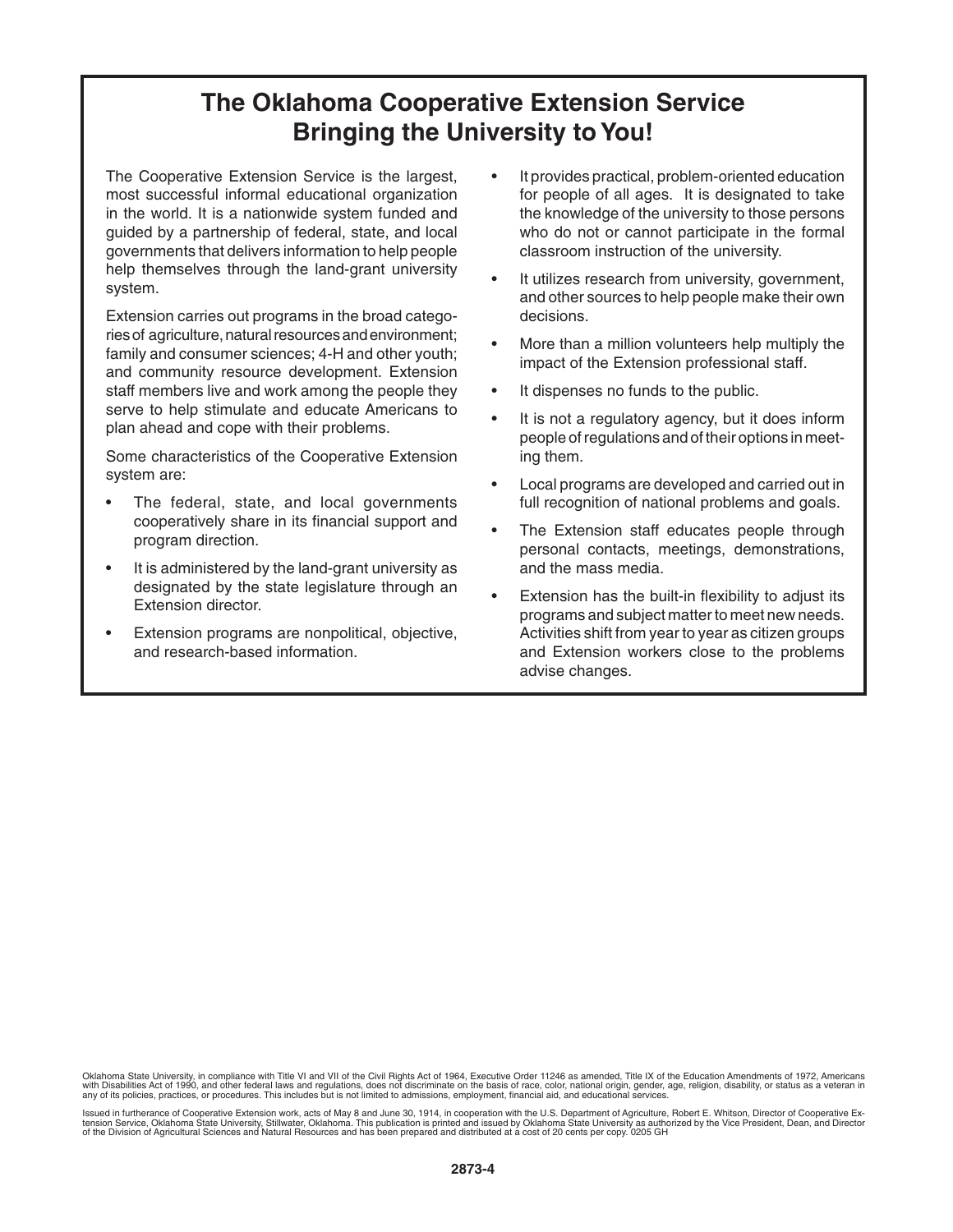## The Oklahoma Cooperative Extension Service
## Bringing the University to You!

The Cooperative Extension Service is the largest, most successful informal educational organization in the world. It is a nationwide system funded and guided by a partnership of federal, state, and local governments that delivers information to help people help themselves through the land-grant university system.

Extension carries out programs in the broad categories of agriculture, natural resources and environment; family and consumer sciences; 4-H and other youth; and community resource development. Extension staff members live and work among the people they serve to help stimulate and educate Americans to plan ahead and cope with their problems.

Some characteristics of the Cooperative Extension system are:

- The federal, state, and local governments cooperatively share in its financial support and program direction.
- It is administered by the land-grant university as designated by the state legislature through an Extension director.
- Extension programs are nonpolitical, objective, and research-based information.
- It provides practical, problem-oriented education for people of all ages. It is designated to take the knowledge of the university to those persons who do not or cannot participate in the formal classroom instruction of the university.
- It utilizes research from university, government, and other sources to help people make their own decisions.
- More than a million volunteers help multiply the impact of the Extension professional staff.
- It dispenses no funds to the public.
- It is not a regulatory agency, but it does inform people of regulations and of their options in meeting them.
- Local programs are developed and carried out in full recognition of national problems and goals.
- The Extension staff educates people through personal contacts, meetings, demonstrations, and the mass media.
- Extension has the built-in flexibility to adjust its programs and subject matter to meet new needs. Activities shift from year to year as citizen groups and Extension workers close to the problems advise changes.

Oklahoma State University, in compliance with Title VI and VII of the Civil Rights Act of 1964, Executive Order 11246 as amended, Title IX of the Education Amendments of 1972, Americans with Disabilities Act of 1990, and other federal laws and regulations, does not discriminate on the basis of race, color, national origin, gender, age, religion, disability, or status as a veteran in any of its policies, practices, or procedures. This includes but is not limited to admissions, employment, financial aid, and educational services.

Issued in furtherance of Cooperative Extension work, acts of May 8 and June 30, 1914, in cooperation with the U.S. Department of Agriculture, Robert E. Whitson, Director of Cooperative Extension Service, Oklahoma State University, Stillwater, Oklahoma. This publication is printed and issued by Oklahoma State University as authorized by the Vice President, Dean, and Director of the Division of Agricultural Sciences and Natural Resources and has been prepared and distributed at a cost of 20 cents per copy. 0205 GH

**2873-4**